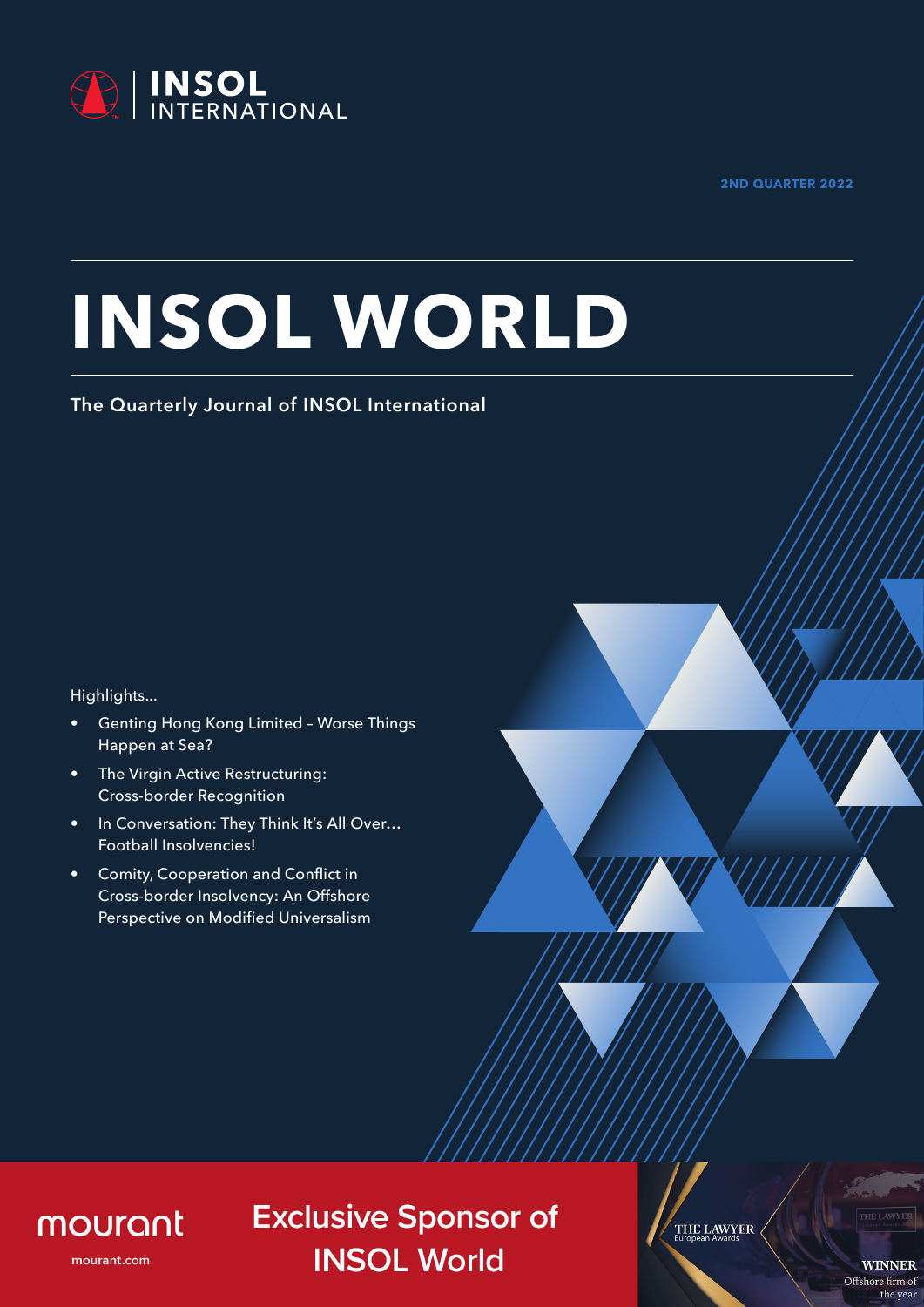INSOL INTERNATIONAL

2ND QUARTER 2022

# INSOL WORLD

**The Quarterly Journal of INSOL International**

Highlights...

- Genting Hong Kong Limited – Worse Things Happen at Sea?
- The Virgin Active Restructuring: Cross-border Recognition
- In Conversation: They Think It's All Over... Football Insolvencies!
- Comity, Cooperation and Conflict in Cross-border Insolvency: An Offshore Perspective on Modified Universalism

mourant

mourant.com

**Exclusive Sponsor of INSOL World**

THE LAWYER European Awards

WINNER
Offshore firm of the year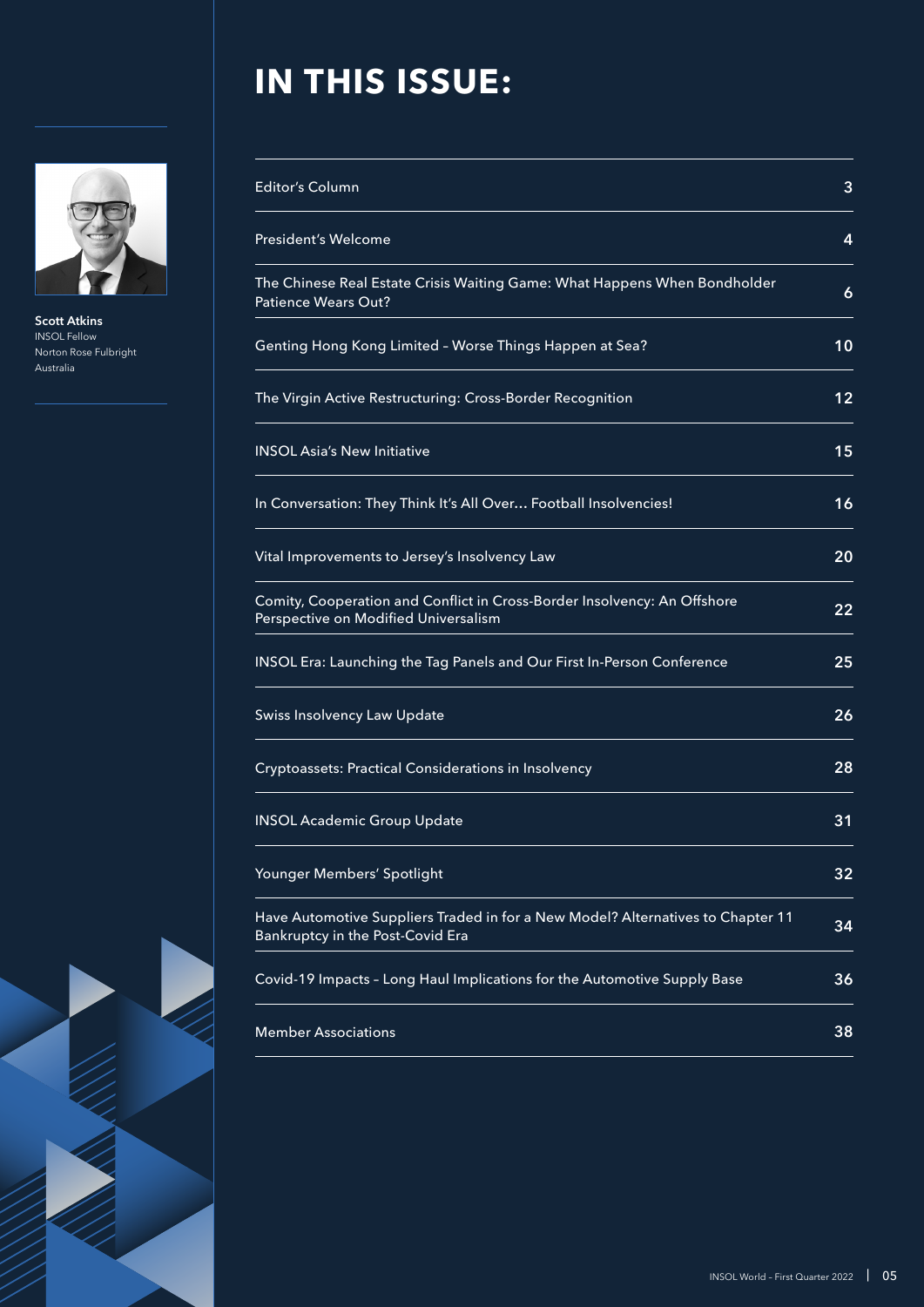Scott Atkins
INSOL Fellow
Norton Rose Fulbright
Australia

# IN THIS ISSUE:

| | |
|---|---|
| Editor's Column | 3 |
| President's Welcome | 4 |
| The Chinese Real Estate Crisis Waiting Game: What Happens When Bondholder Patience Wears Out? | 6 |
| Genting Hong Kong Limited – Worse Things Happen at Sea? | 10 |
| The Virgin Active Restructuring: Cross-Border Recognition | 12 |
| INSOL Asia's New Initiative | 15 |
| In Conversation: They Think It's All Over… Football Insolvencies! | 16 |
| Vital Improvements to Jersey's Insolvency Law | 20 |
| Comity, Cooperation and Conflict in Cross-Border Insolvency: An Offshore Perspective on Modified Universalism | 22 |
| INSOL Era: Launching the Tag Panels and Our First In-Person Conference | 25 |
| Swiss Insolvency Law Update | 26 |
| Cryptoassets: Practical Considerations in Insolvency | 28 |
| INSOL Academic Group Update | 31 |
| Younger Members' Spotlight | 32 |
| Have Automotive Suppliers Traded in for a New Model? Alternatives to Chapter 11 Bankruptcy in the Post-Covid Era | 34 |
| Covid-19 Impacts – Long Haul Implications for the Automotive Supply Base | 36 |
| Member Associations | 38 |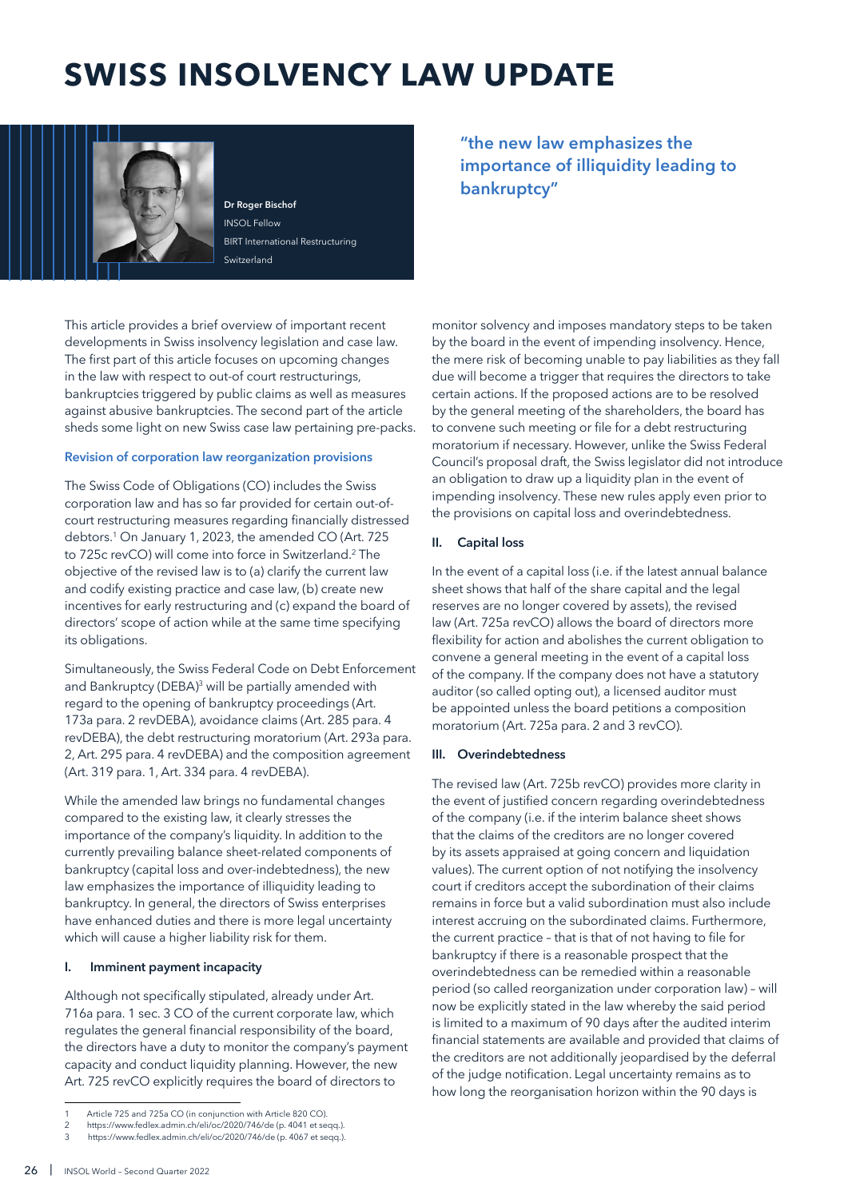# SWISS INSOLVENCY LAW UPDATE

**Dr Roger Bischof**
INSOL Fellow
BIRT International Restructuring
Switzerland

> "the new law emphasizes the importance of illiquidity leading to bankruptcy"

This article provides a brief overview of important recent developments in Swiss insolvency legislation and case law. The first part of this article focuses on upcoming changes in the law with respect to out-of court restructurings, bankruptcies triggered by public claims as well as measures against abusive bankruptcies. The second part of the article sheds some light on new Swiss case law pertaining pre-packs.

### Revision of corporation law reorganization provisions

The Swiss Code of Obligations (CO) includes the Swiss corporation law and has so far provided for certain out-of-court restructuring measures regarding financially distressed debtors.[1] On January 1, 2023, the amended CO (Art. 725 to 725c revCO) will come into force in Switzerland.[2] The objective of the revised law is to (a) clarify the current law and codify existing practice and case law, (b) create new incentives for early restructuring and (c) expand the board of directors' scope of action while at the same time specifying its obligations.

Simultaneously, the Swiss Federal Code on Debt Enforcement and Bankruptcy (DEBA)[3] will be partially amended with regard to the opening of bankruptcy proceedings (Art. 173a para. 2 revDEBA), avoidance claims (Art. 285 para. 4 revDEBA), the debt restructuring moratorium (Art. 293a para. 2, Art. 295 para. 4 revDEBA) and the composition agreement (Art. 319 para. 1, Art. 334 para. 4 revDEBA).

While the amended law brings no fundamental changes compared to the existing law, it clearly stresses the importance of the company's liquidity. In addition to the currently prevailing balance sheet-related components of bankruptcy (capital loss and over-indebtedness), the new law emphasizes the importance of illiquidity leading to bankruptcy. In general, the directors of Swiss enterprises have enhanced duties and there is more legal uncertainty which will cause a higher liability risk for them.

#### I. Imminent payment incapacity

Although not specifically stipulated, already under Art. 716a para. 1 sec. 3 CO of the current corporate law, which regulates the general financial responsibility of the board, the directors have a duty to monitor the company's payment capacity and conduct liquidity planning. However, the new Art. 725 revCO explicitly requires the board of directors to monitor solvency and imposes mandatory steps to be taken by the board in the event of impending insolvency. Hence, the mere risk of becoming unable to pay liabilities as they fall due will become a trigger that requires the directors to take certain actions. If the proposed actions are to be resolved by the general meeting of the shareholders, the board has to convene such meeting or file for a debt restructuring moratorium if necessary. However, unlike the Swiss Federal Council's proposal draft, the Swiss legislator did not introduce an obligation to draw up a liquidity plan in the event of impending insolvency. These new rules apply even prior to the provisions on capital loss and overindebtedness.

#### II. Capital loss

In the event of a capital loss (i.e. if the latest annual balance sheet shows that half of the share capital and the legal reserves are no longer covered by assets), the revised law (Art. 725a revCO) allows the board of directors more flexibility for action and abolishes the current obligation to convene a general meeting in the event of a capital loss of the company. If the company does not have a statutory auditor (so called opting out), a licensed auditor must be appointed unless the board petitions a composition moratorium (Art. 725a para. 2 and 3 revCO).

#### III. Overindebtedness

The revised law (Art. 725b revCO) provides more clarity in the event of justified concern regarding overindebtedness of the company (i.e. if the interim balance sheet shows that the claims of the creditors are no longer covered by its assets appraised at going concern and liquidation values). The current option of not notifying the insolvency court if creditors accept the subordination of their claims remains in force but a valid subordination must also include interest accruing on the subordinated claims. Furthermore, the current practice – that is that of not having to file for bankruptcy if there is a reasonable prospect that the overindebtedness can be remedied within a reasonable period (so called reorganization under corporation law) – will now be explicitly stated in the law whereby the said period is limited to a maximum of 90 days after the audited interim financial statements are available and provided that claims of the creditors are not additionally jeopardised by the deferral of the judge notification. Legal uncertainty remains as to how long the reorganisation horizon within the 90 days is

---

1 Article 725 and 725a CO (in conjunction with Article 820 CO).
2 https://www.fedlex.admin.ch/eli/oc/2020/746/de (p. 4041 et seqq.).
3 https://www.fedlex.admin.ch/eli/oc/2020/746/de (p. 4067 et seqq.).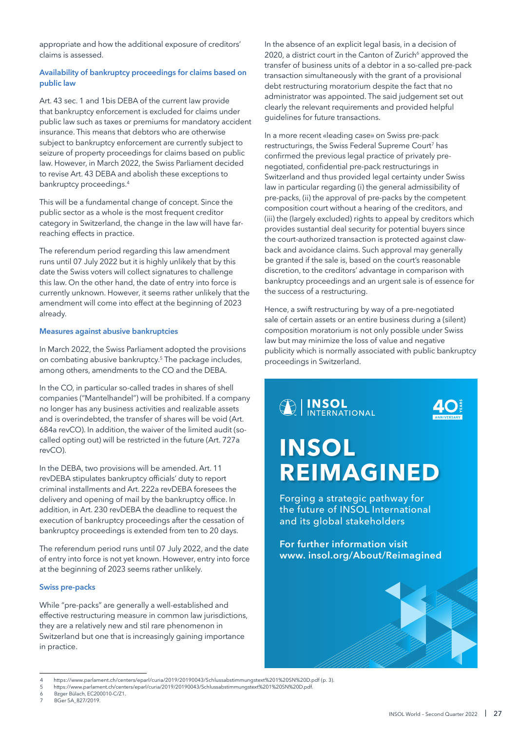appropriate and how the additional exposure of creditors' claims is assessed.

### Availability of bankruptcy proceedings for claims based on public law

Art. 43 sec. 1 and 1bis DEBA of the current law provide that bankruptcy enforcement is excluded for claims under public law such as taxes or premiums for mandatory accident insurance. This means that debtors who are otherwise subject to bankruptcy enforcement are currently subject to seizure of property proceedings for claims based on public law. However, in March 2022, the Swiss Parliament decided to revise Art. 43 DEBA and abolish these exceptions to bankruptcy proceedings.[4]

This will be a fundamental change of concept. Since the public sector as a whole is the most frequent creditor category in Switzerland, the change in the law will have far-reaching effects in practice.

The referendum period regarding this law amendment runs until 07 July 2022 but it is highly unlikely that by this date the Swiss voters will collect signatures to challenge this law. On the other hand, the date of entry into force is currently unknown. However, it seems rather unlikely that the amendment will come into effect at the beginning of 2023 already.

### Measures against abusive bankruptcies

In March 2022, the Swiss Parliament adopted the provisions on combating abusive bankruptcy.[5] The package includes, among others, amendments to the CO and the DEBA.

In the CO, in particular so-called trades in shares of shell companies ("Mantelhandel") will be prohibited. If a company no longer has any business activities and realizable assets and is overindebted, the transfer of shares will be void (Art. 684a revCO). In addition, the waiver of the limited audit (so-called opting out) will be restricted in the future (Art. 727a revCO).

In the DEBA, two provisions will be amended. Art. 11 revDEBA stipulates bankruptcy officials' duty to report criminal installments and Art. 222a revDEBA foresees the delivery and opening of mail by the bankruptcy office. In addition, in Art. 230 revDEBA the deadline to request the execution of bankruptcy proceedings after the cessation of bankruptcy proceedings is extended from ten to 20 days.

The referendum period runs until 07 July 2022, and the date of entry into force is not yet known. However, entry into force at the beginning of 2023 seems rather unlikely.

### Swiss pre-packs

While "pre-packs" are generally a well-established and effective restructuring measure in common law jurisdictions, they are a relatively new and stil rare phenomenon in Switzerland but one that is increasingly gaining importance in practice.

In the absence of an explicit legal basis, in a decision of 2020, a district court in the Canton of Zurich[6] approved the transfer of business units of a debtor in a so-called pre-pack transaction simultaneously with the grant of a provisional debt restructuring moratorium despite the fact that no administrator was appointed. The said judgement set out clearly the relevant requirements and provided helpful guidelines for future transactions.

In a more recent «leading case» on Swiss pre-pack restructurings, the Swiss Federal Supreme Court[7] has confirmed the previous legal practice of privately pre-negotiated, confidential pre-pack restructurings in Switzerland and thus provided legal certainty under Swiss law in particular regarding (i) the general admissibility of pre-packs, (ii) the approval of pre-packs by the competent composition court without a hearing of the creditors, and (iii) the (largely excluded) rights to appeal by creditors which provides sustantial deal security for potential buyers since the court-authorized transaction is protected against claw-back and avoidance claims. Such approval may generally be granted if the sale is, based on the court's reasonable discretion, to the creditors' advantage in comparison with bankruptcy proceedings and an urgent sale is of essence for the success of a restructuring.

Hence, a swift restructuring by way of a pre-negotiated sale of certain assets or an entire business during a (silent) composition moratorium is not only possible under Swiss law but may minimize the loss of value and negative publicity which is normally associated with public bankruptcy proceedings in Switzerland.

**INSOL INTERNATIONAL** — 40 YEARS ANNIVERSARY

**INSOL REIMAGINED**

Forging a strategic pathway for the future of INSOL International and its global stakeholders

**For further information visit www. insol.org/About/Reimagined**

---

4 https://www.parlament.ch/centers/eparl/curia/2019/20190043/Schlussabstimmungstext%201%20SN%20D.pdf (p. 3).
5 https://www.parlament.ch/centers/eparl/curia/2019/20190043/Schlussabstimmungstext%201%20SN%20D.pdf.
6 Bzger Bülach, EC200010-C/Z1.
7 BGer 5A_827/2019.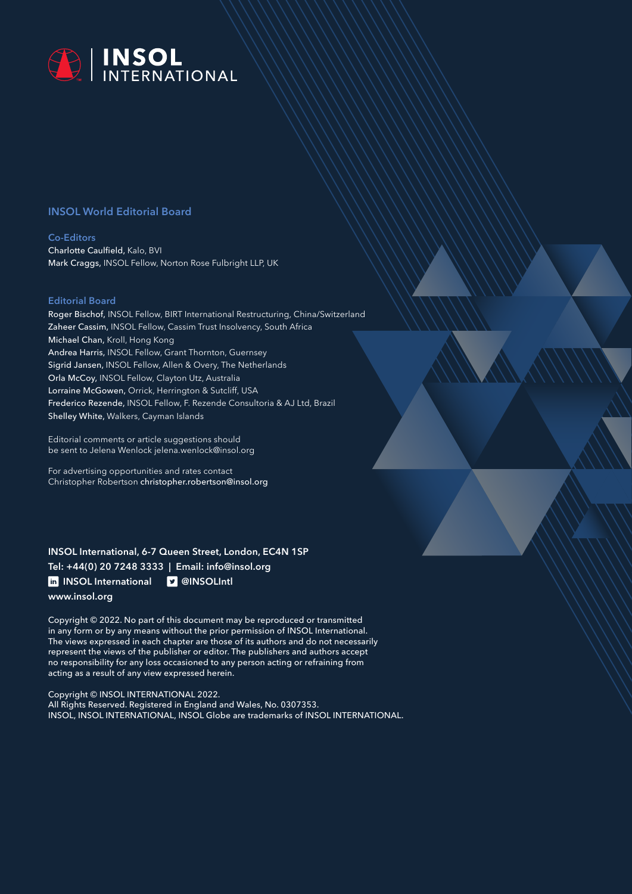INSOL INTERNATIONAL

## INSOL World Editorial Board

### Co-Editors

**Charlotte Caulfield,** Kalo, BVI
**Mark Craggs,** INSOL Fellow, Norton Rose Fulbright LLP, UK

### Editorial Board

**Roger Bischof,** INSOL Fellow, BIRT International Restructuring, China/Switzerland
**Zaheer Cassim,** INSOL Fellow, Cassim Trust Insolvency, South Africa
**Michael Chan,** Kroll, Hong Kong
**Andrea Harris,** INSOL Fellow, Grant Thornton, Guernsey
**Sigrid Jansen,** INSOL Fellow, Allen & Overy, The Netherlands
**Orla McCoy,** INSOL Fellow, Clayton Utz, Australia
**Lorraine McGowen,** Orrick, Herrington & Sutcliff, USA
**Frederico Rezende,** INSOL Fellow, F. Rezende Consultoria & AJ Ltd, Brazil
**Shelley White,** Walkers, Cayman Islands

Editorial comments or article suggestions should be sent to Jelena Wenlock jelena.wenlock@insol.org

For advertising opportunities and rates contact Christopher Robertson **christopher.robertson@insol.org**

**INSOL International, 6-7 Queen Street, London, EC4N 1SP**
**Tel: +44(0) 20 7248 3333 | Email: info@insol.org**
**INSOL International** **@INSOLIntl**
**www.insol.org**

Copyright © 2022. No part of this document may be reproduced or transmitted in any form or by any means without the prior permission of INSOL International. The views expressed in each chapter are those of its authors and do not necessarily represent the views of the publisher or editor. The publishers and authors accept no responsibility for any loss occasioned to any person acting or refraining from acting as a result of any view expressed herein.

Copyright © INSOL INTERNATIONAL 2022.
All Rights Reserved. Registered in England and Wales, No. 0307353.
INSOL, INSOL INTERNATIONAL, INSOL Globe are trademarks of INSOL INTERNATIONAL.